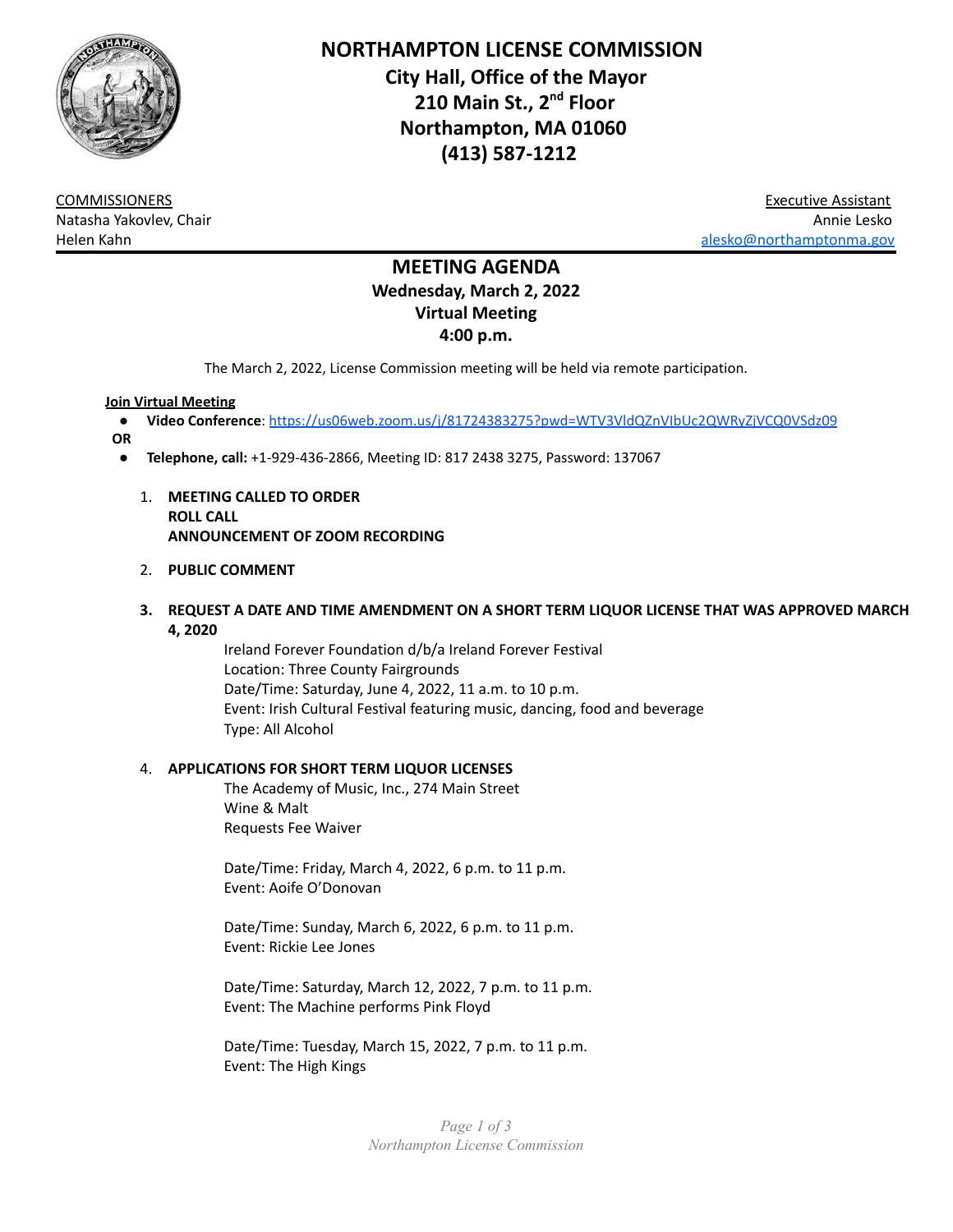# NORTHAMPTON LICENSE COMMISSION

**City Hall, Office of the Mayor**
**210 Main St., 2nd Floor**
**Northampton, MA 01060**
**(413) 587-1212**

COMMISSIONERS
Natasha Yakovlev, Chair
Helen Kahn

Executive Assistant
Annie Lesko
alesko@northamptonma.gov

## MEETING AGENDA

**Wednesday, March 2, 2022**
**Virtual Meeting**
**4:00 p.m.**

The March 2, 2022, License Commission meeting will be held via remote participation.

**Join Virtual Meeting**

- **Video Conference**: https://us06web.zoom.us/j/81724383275?pwd=WTV3VldQZnVIbUc2QWRyZjVCQ0VSdz09

**OR**

- **Telephone, call:** +1-929-436-2866, Meeting ID: 817 2438 3275, Password: 137067

1. **MEETING CALLED TO ORDER**
   **ROLL CALL**
   **ANNOUNCEMENT OF ZOOM RECORDING**

2. **PUBLIC COMMENT**

3. **REQUEST A DATE AND TIME AMENDMENT ON A SHORT TERM LIQUOR LICENSE THAT WAS APPROVED MARCH 4, 2020**

   Ireland Forever Foundation d/b/a Ireland Forever Festival
   Location: Three County Fairgrounds
   Date/Time: Saturday, June 4, 2022, 11 a.m. to 10 p.m.
   Event: Irish Cultural Festival featuring music, dancing, food and beverage
   Type: All Alcohol

4. **APPLICATIONS FOR SHORT TERM LIQUOR LICENSES**

   The Academy of Music, Inc., 274 Main Street
   Wine & Malt
   Requests Fee Waiver

   Date/Time: Friday, March 4, 2022, 6 p.m. to 11 p.m.
   Event: Aoife O'Donovan

   Date/Time: Sunday, March 6, 2022, 6 p.m. to 11 p.m.
   Event: Rickie Lee Jones

   Date/Time: Saturday, March 12, 2022, 7 p.m. to 11 p.m.
   Event: The Machine performs Pink Floyd

   Date/Time: Tuesday, March 15, 2022, 7 p.m. to 11 p.m.
   Event: The High Kings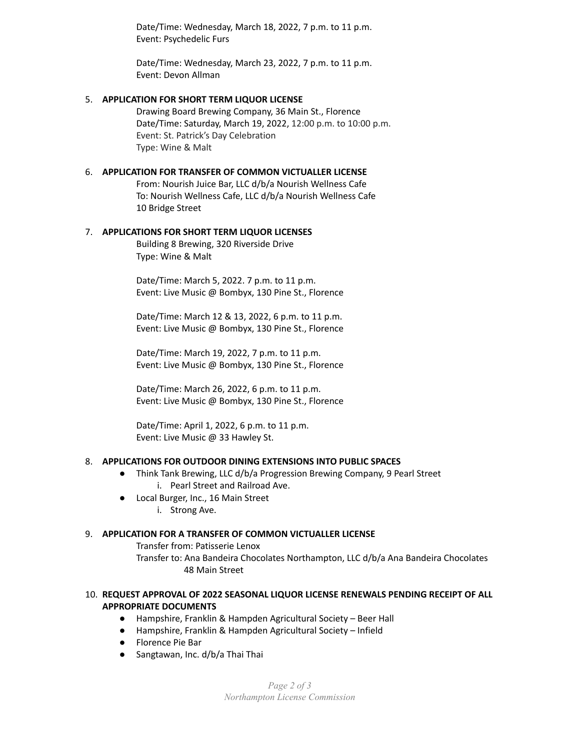Date/Time: Wednesday, March 18, 2022, 7 p.m. to 11 p.m.
Event: Psychedelic Furs

Date/Time: Wednesday, March 23, 2022, 7 p.m. to 11 p.m.
Event: Devon Allman

5. **APPLICATION FOR SHORT TERM LIQUOR LICENSE**

   Drawing Board Brewing Company, 36 Main St., Florence
   Date/Time: Saturday, March 19, 2022, 12:00 p.m. to 10:00 p.m.
   Event: St. Patrick's Day Celebration
   Type: Wine & Malt

6. **APPLICATION FOR TRANSFER OF COMMON VICTUALLER LICENSE**

   From: Nourish Juice Bar, LLC d/b/a Nourish Wellness Cafe
   To: Nourish Wellness Cafe, LLC d/b/a Nourish Wellness Cafe
   10 Bridge Street

7. **APPLICATIONS FOR SHORT TERM LIQUOR LICENSES**

   Building 8 Brewing, 320 Riverside Drive
   Type: Wine & Malt

   Date/Time: March 5, 2022. 7 p.m. to 11 p.m.
   Event: Live Music @ Bombyx, 130 Pine St., Florence

   Date/Time: March 12 & 13, 2022, 6 p.m. to 11 p.m.
   Event: Live Music @ Bombyx, 130 Pine St., Florence

   Date/Time: March 19, 2022, 7 p.m. to 11 p.m.
   Event: Live Music @ Bombyx, 130 Pine St., Florence

   Date/Time: March 26, 2022, 6 p.m. to 11 p.m.
   Event: Live Music @ Bombyx, 130 Pine St., Florence

   Date/Time: April 1, 2022, 6 p.m. to 11 p.m.
   Event: Live Music @ 33 Hawley St.

8. **APPLICATIONS FOR OUTDOOR DINING EXTENSIONS INTO PUBLIC SPACES**
   - Think Tank Brewing, LLC d/b/a Progression Brewing Company, 9 Pearl Street
     i. Pearl Street and Railroad Ave.
   - Local Burger, Inc., 16 Main Street
     i. Strong Ave.

9. **APPLICATION FOR A TRANSFER OF COMMON VICTUALLER LICENSE**

   Transfer from: Patisserie Lenox
   Transfer to: Ana Bandeira Chocolates Northampton, LLC d/b/a Ana Bandeira Chocolates
   48 Main Street

10. **REQUEST APPROVAL OF 2022 SEASONAL LIQUOR LICENSE RENEWALS PENDING RECEIPT OF ALL APPROPRIATE DOCUMENTS**
    - Hampshire, Franklin & Hampden Agricultural Society – Beer Hall
    - Hampshire, Franklin & Hampden Agricultural Society – Infield
    - Florence Pie Bar
    - Sangtawan, Inc. d/b/a Thai Thai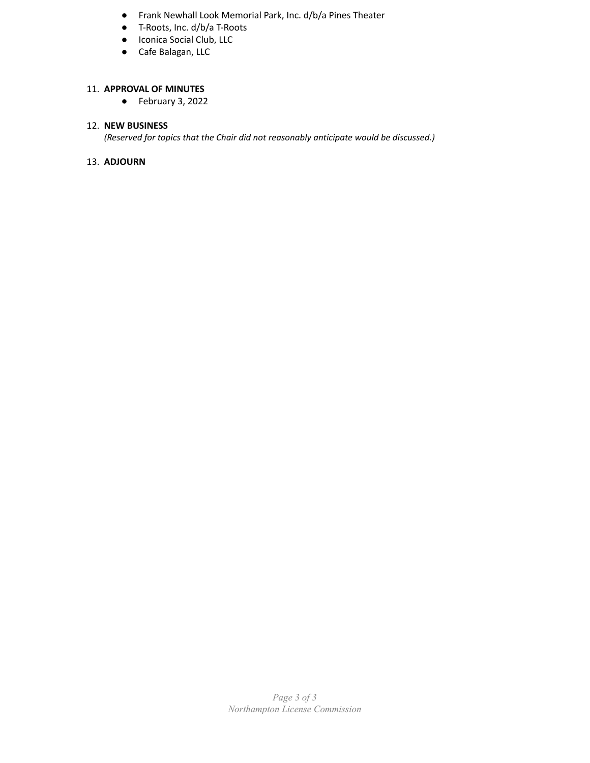- Frank Newhall Look Memorial Park, Inc. d/b/a Pines Theater
- T-Roots, Inc. d/b/a T-Roots
- Iconica Social Club, LLC
- Cafe Balagan, LLC

11. **APPROVAL OF MINUTES**
    - February 3, 2022

12. **NEW BUSINESS**
    *(Reserved for topics that the Chair did not reasonably anticipate would be discussed.)*

13. **ADJOURN**